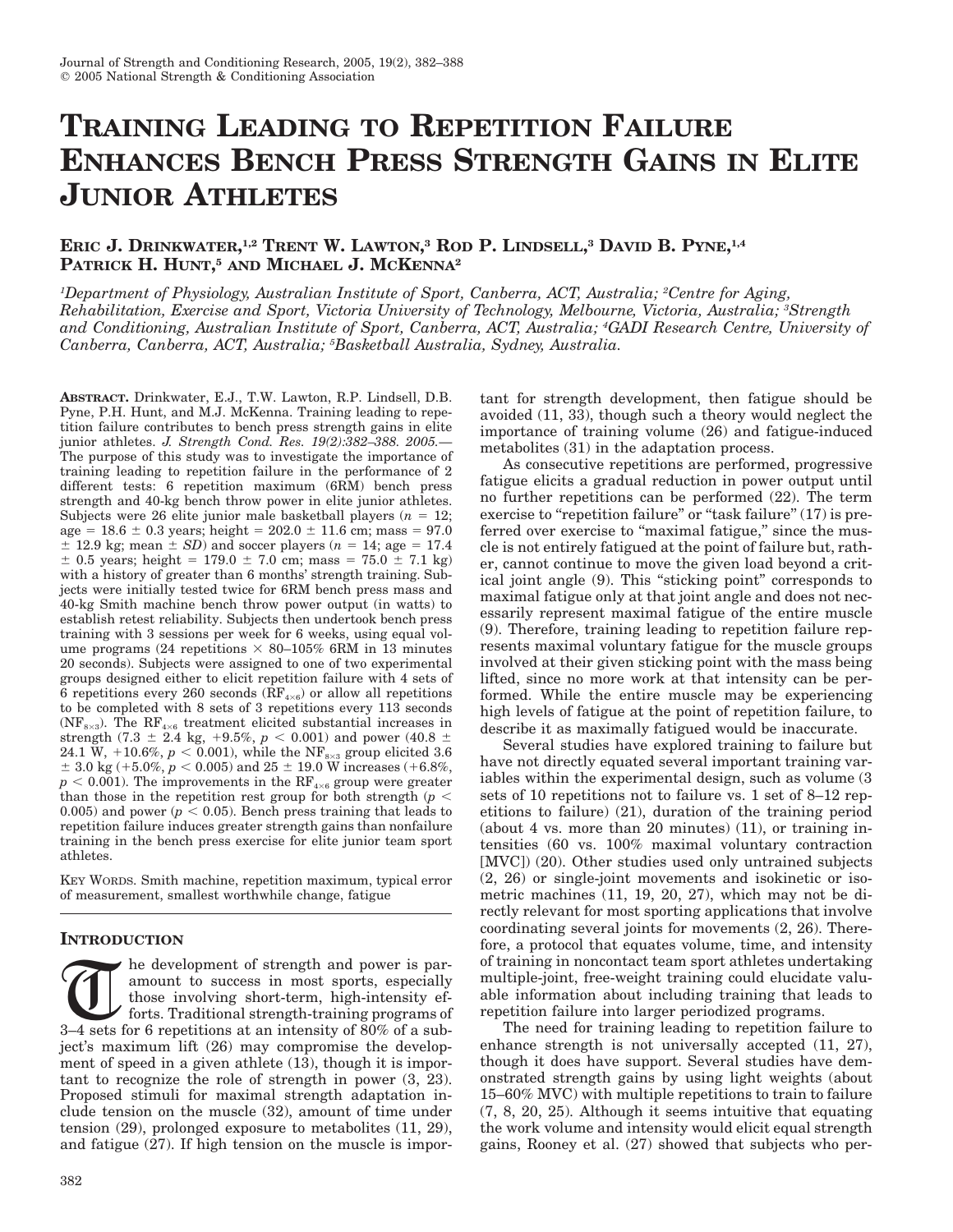# Training Leading to Repetition Failure Enhances Bench Press Strength Gains in Elite Junior Athletes

**Eric J. Drinkwater,[1,2] Trent W. Lawton,[3] Rod P. Lindsell,[3] David B. Pyne,[1,4] Patrick H. Hunt,[5] and Michael J. McKenna[2]**

[1]*Department of Physiology, Australian Institute of Sport, Canberra, ACT, Australia;* [2]*Centre for Aging, Rehabilitation, Exercise and Sport, Victoria University of Technology, Melbourne, Victoria, Australia;* [3]*Strength and Conditioning, Australian Institute of Sport, Canberra, ACT, Australia;* [4]*GADI Research Centre, University of Canberra, Canberra, ACT, Australia;* [5]*Basketball Australia, Sydney, Australia.*

**Abstract.** Drinkwater, E.J., T.W. Lawton, R.P. Lindsell, D.B. Pyne, P.H. Hunt, and M.J. McKenna. Training leading to repetition failure contributes to bench press strength gains in elite junior athletes. *J. Strength Cond. Res. 19(2):382–388. 2005.*—The purpose of this study was to investigate the importance of training leading to repetition failure in the performance of 2 different tests: 6 repetition maximum (6RM) bench press strength and 40-kg bench throw power in elite junior athletes. Subjects were 26 elite junior male basketball players ($n$ = 12; age = 18.6 ± 0.3 years; height = 202.0 ± 11.6 cm; mass = 97.0 ± 12.9 kg; mean ± $SD$) and soccer players ($n$ = 14; age = 17.4 ± 0.5 years; height = 179.0 ± 7.0 cm; mass = 75.0 ± 7.1 kg) with a history of greater than 6 months' strength training. Subjects were initially tested twice for 6RM bench press mass and 40-kg Smith machine bench throw power output (in watts) to establish retest reliability. Subjects then undertook bench press training with 3 sessions per week for 6 weeks, using equal volume programs (24 repetitions × 80–105% 6RM in 13 minutes 20 seconds). Subjects were assigned to one of two experimental groups designed either to elicit repetition failure with 4 sets of 6 repetitions every 260 seconds ($RF_{4\times6}$) or allow all repetitions to be completed with 8 sets of 3 repetitions every 113 seconds ($NF_{8\times3}$). The $RF_{4\times6}$ treatment elicited substantial increases in strength (7.3 ± 2.4 kg, +9.5%, $p < 0.001$) and power (40.8 ± 24.1 W, +10.6%, $p < 0.001$), while the $NF_{8\times3}$ group elicited 3.6 ± 3.0 kg (+5.0%, $p < 0.005$) and 25 ± 19.0 W increases (+6.8%, $p < 0.001$). The improvements in the $RF_{4\times6}$ group were greater than those in the repetition rest group for both strength ($p < 0.005$) and power ($p < 0.05$). Bench press training that leads to repetition failure induces greater strength gains than nonfailure training in the bench press exercise for elite junior team sport athletes.

**Key Words.** Smith machine, repetition maximum, typical error of measurement, smallest worthwhile change, fatigue

## Introduction

The development of strength and power is paramount to success in most sports, especially those involving short-term, high-intensity efforts. Traditional strength-training programs of 3–4 sets for 6 repetitions at an intensity of 80% of a subject's maximum lift (26) may compromise the development of speed in a given athlete (13), though it is important to recognize the role of strength in power (3, 23). Proposed stimuli for maximal strength adaptation include tension on the muscle (32), amount of time under tension (29), prolonged exposure to metabolites (11, 29), and fatigue (27). If high tension on the muscle is important for strength development, then fatigue should be avoided (11, 33), though such a theory would neglect the importance of training volume (26) and fatigue-induced metabolites (31) in the adaptation process.

As consecutive repetitions are performed, progressive fatigue elicits a gradual reduction in power output until no further repetitions can be performed (22). The term exercise to "repetition failure" or "task failure" (17) is preferred over exercise to "maximal fatigue," since the muscle is not entirely fatigued at the point of failure but, rather, cannot continue to move the given load beyond a critical joint angle (9). This "sticking point" corresponds to maximal fatigue only at that joint angle and does not necessarily represent maximal fatigue of the entire muscle (9). Therefore, training leading to repetition failure represents maximal voluntary fatigue for the muscle groups involved at their given sticking point with the mass being lifted, since no more work at that intensity can be performed. While the entire muscle may be experiencing high levels of fatigue at the point of repetition failure, to describe it as maximally fatigued would be inaccurate.

Several studies have explored training to failure but have not directly equated several important training variables within the experimental design, such as volume (3 sets of 10 repetitions not to failure vs. 1 set of 8–12 repetitions to failure) (21), duration of the training period (about 4 vs. more than 20 minutes) (11), or training intensities (60 vs. 100% maximal voluntary contraction [MVC]) (20). Other studies used only untrained subjects (2, 26) or single-joint movements and isokinetic or isometric machines (11, 19, 20, 27), which may not be directly relevant for most sporting applications that involve coordinating several joints for movements (2, 26). Therefore, a protocol that equates volume, time, and intensity of training in noncontact team sport athletes undertaking multiple-joint, free-weight training could elucidate valuable information about including training that leads to repetition failure into larger periodized programs.

The need for training leading to repetition failure to enhance strength is not universally accepted (11, 27), though it does have support. Several studies have demonstrated strength gains by using light weights (about 15–60% MVC) with multiple repetitions to train to failure (7, 8, 20, 25). Although it seems intuitive that equating the work volume and intensity would elicit equal strength gains, Rooney et al. (27) showed that subjects who per-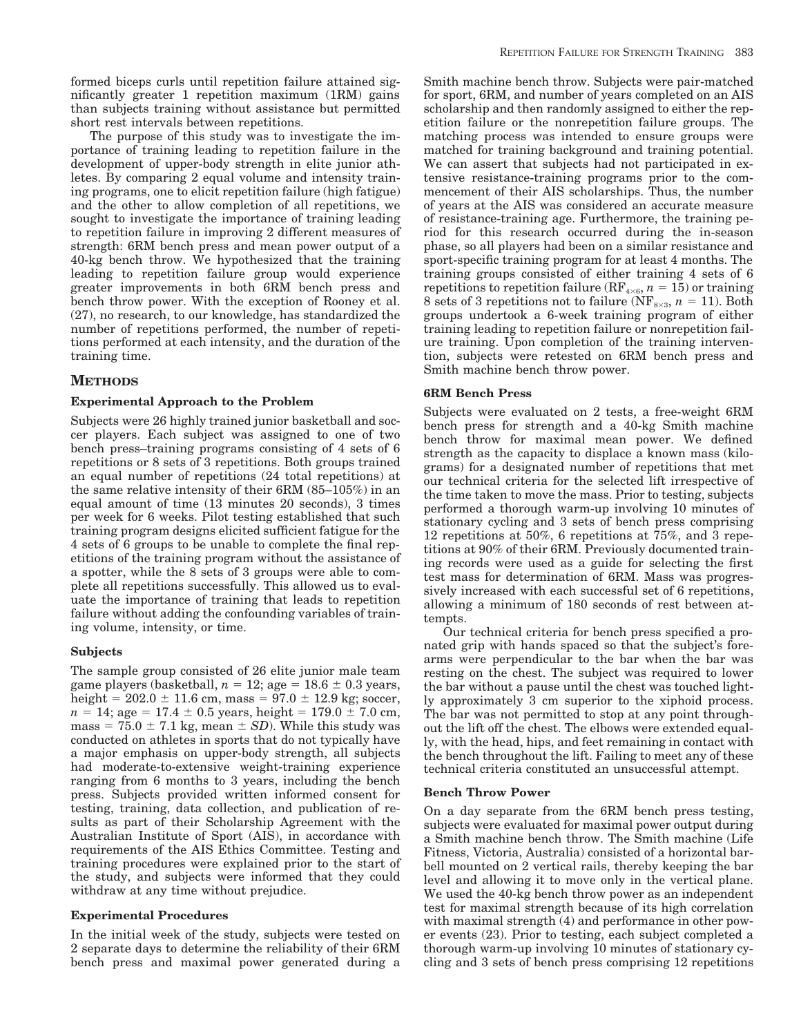formed biceps curls until repetition failure attained significantly greater 1 repetition maximum (1RM) gains than subjects training without assistance but permitted short rest intervals between repetitions.

The purpose of this study was to investigate the importance of training leading to repetition failure in the development of upper-body strength in elite junior athletes. By comparing 2 equal volume and intensity training programs, one to elicit repetition failure (high fatigue) and the other to allow completion of all repetitions, we sought to investigate the importance of training leading to repetition failure in improving 2 different measures of strength: 6RM bench press and mean power output of a 40-kg bench throw. We hypothesized that the training leading to repetition failure group would experience greater improvements in both 6RM bench press and bench throw power. With the exception of Rooney et al. (27), no research, to our knowledge, has standardized the number of repetitions performed, the number of repetitions performed at each intensity, and the duration of the training time.

## METHODS

### Experimental Approach to the Problem

Subjects were 26 highly trained junior basketball and soccer players. Each subject was assigned to one of two bench press–training programs consisting of 4 sets of 6 repetitions or 8 sets of 3 repetitions. Both groups trained an equal number of repetitions (24 total repetitions) at the same relative intensity of their 6RM (85–105%) in an equal amount of time (13 minutes 20 seconds), 3 times per week for 6 weeks. Pilot testing established that such training program designs elicited sufficient fatigue for the 4 sets of 6 groups to be unable to complete the final repetitions of the training program without the assistance of a spotter, while the 8 sets of 3 groups were able to complete all repetitions successfully. This allowed us to evaluate the importance of training that leads to repetition failure without adding the confounding variables of training volume, intensity, or time.

### Subjects

The sample group consisted of 26 elite junior male team game players (basketball, $n = 12$; age $= 18.6 \pm 0.3$ years, height $= 202.0 \pm 11.6$ cm, mass $= 97.0 \pm 12.9$ kg; soccer, $n = 14$; age $= 17.4 \pm 0.5$ years, height $= 179.0 \pm 7.0$ cm, mass $= 75.0 \pm 7.1$ kg, mean $\pm$ *SD*). While this study was conducted on athletes in sports that do not typically have a major emphasis on upper-body strength, all subjects had moderate-to-extensive weight-training experience ranging from 6 months to 3 years, including the bench press. Subjects provided written informed consent for testing, training, data collection, and publication of results as part of their Scholarship Agreement with the Australian Institute of Sport (AIS), in accordance with requirements of the AIS Ethics Committee. Testing and training procedures were explained prior to the start of the study, and subjects were informed that they could withdraw at any time without prejudice.

### Experimental Procedures

In the initial week of the study, subjects were tested on 2 separate days to determine the reliability of their 6RM bench press and maximal power generated during a Smith machine bench throw. Subjects were pair-matched for sport, 6RM, and number of years completed on an AIS scholarship and then randomly assigned to either the repetition failure or the nonrepetition failure groups. The matching process was intended to ensure groups were matched for training background and training potential. We can assert that subjects had not participated in extensive resistance-training programs prior to the commencement of their AIS scholarships. Thus, the number of years at the AIS was considered an accurate measure of resistance-training age. Furthermore, the training period for this research occurred during the in-season phase, so all players had been on a similar resistance and sport-specific training program for at least 4 months. The training groups consisted of either training 4 sets of 6 repetitions to repetition failure ($RF_{4\times6}$, $n = 15$) or training 8 sets of 3 repetitions not to failure ($NF_{8\times3}$, $n = 11$). Both groups undertook a 6-week training program of either training leading to repetition failure or nonrepetition failure training. Upon completion of the training intervention, subjects were retested on 6RM bench press and Smith machine bench throw power.

### 6RM Bench Press

Subjects were evaluated on 2 tests, a free-weight 6RM bench press for strength and a 40-kg Smith machine bench throw for maximal mean power. We defined strength as the capacity to displace a known mass (kilograms) for a designated number of repetitions that met our technical criteria for the selected lift irrespective of the time taken to move the mass. Prior to testing, subjects performed a thorough warm-up involving 10 minutes of stationary cycling and 3 sets of bench press comprising 12 repetitions at 50%, 6 repetitions at 75%, and 3 repetitions at 90% of their 6RM. Previously documented training records were used as a guide for selecting the first test mass for determination of 6RM. Mass was progressively increased with each successful set of 6 repetitions, allowing a minimum of 180 seconds of rest between attempts.

Our technical criteria for bench press specified a pronated grip with hands spaced so that the subject's forearms were perpendicular to the bar when the bar was resting on the chest. The subject was required to lower the bar without a pause until the chest was touched lightly approximately 3 cm superior to the xiphoid process. The bar was not permitted to stop at any point throughout the lift off the chest. The elbows were extended equally, with the head, hips, and feet remaining in contact with the bench throughout the lift. Failing to meet any of these technical criteria constituted an unsuccessful attempt.

### Bench Throw Power

On a day separate from the 6RM bench press testing, subjects were evaluated for maximal power output during a Smith machine bench throw. The Smith machine (Life Fitness, Victoria, Australia) consisted of a horizontal barbell mounted on 2 vertical rails, thereby keeping the bar level and allowing it to move only in the vertical plane. We used the 40-kg bench throw power as an independent test for maximal strength because of its high correlation with maximal strength (4) and performance in other power events (23). Prior to testing, each subject completed a thorough warm-up involving 10 minutes of stationary cycling and 3 sets of bench press comprising 12 repetitions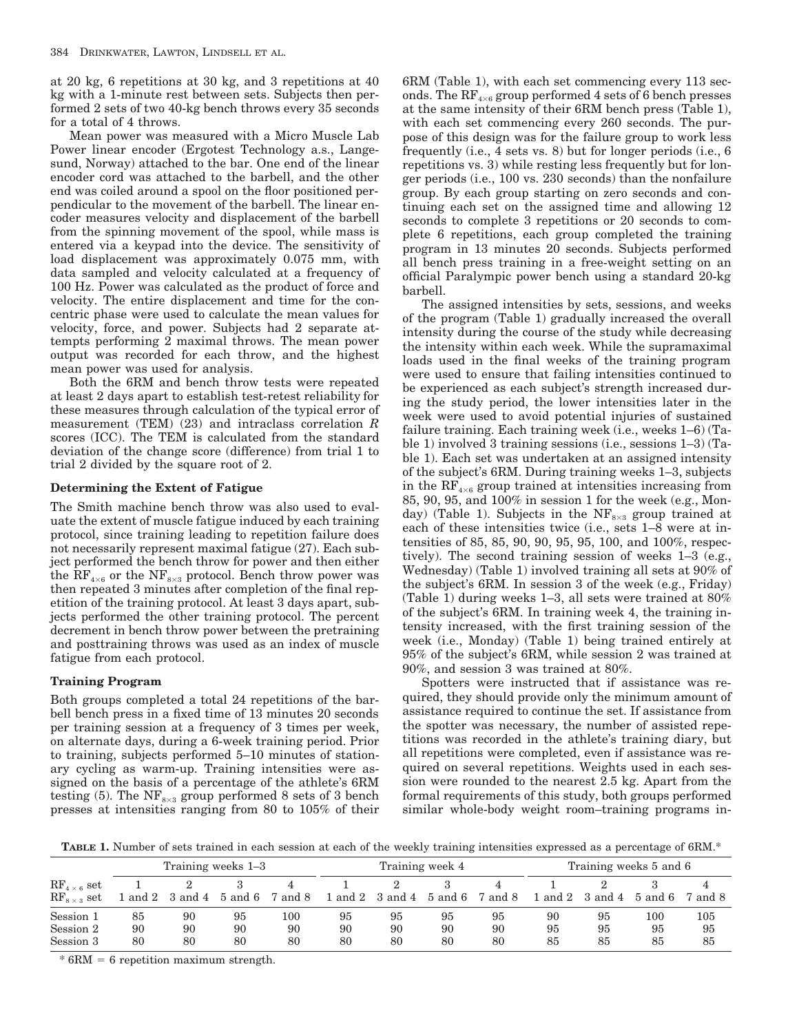at 20 kg, 6 repetitions at 30 kg, and 3 repetitions at 40 kg with a 1-minute rest between sets. Subjects then performed 2 sets of two 40-kg bench throws every 35 seconds for a total of 4 throws.

Mean power was measured with a Micro Muscle Lab Power linear encoder (Ergotest Technology a.s., Langesund, Norway) attached to the bar. One end of the linear encoder cord was attached to the barbell, and the other end was coiled around a spool on the floor positioned perpendicular to the movement of the barbell. The linear encoder measures velocity and displacement of the barbell from the spinning movement of the spool, while mass is entered via a keypad into the device. The sensitivity of load displacement was approximately 0.075 mm, with data sampled and velocity calculated at a frequency of 100 Hz. Power was calculated as the product of force and velocity. The entire displacement and time for the concentric phase were used to calculate the mean values for velocity, force, and power. Subjects had 2 separate attempts performing 2 maximal throws. The mean power output was recorded for each throw, and the highest mean power was used for analysis.

Both the 6RM and bench throw tests were repeated at least 2 days apart to establish test-retest reliability for these measures through calculation of the typical error of measurement (TEM) (23) and intraclass correlation *R* scores (ICC). The TEM is calculated from the standard deviation of the change score (difference) from trial 1 to trial 2 divided by the square root of 2.

### Determining the Extent of Fatigue

The Smith machine bench throw was also used to evaluate the extent of muscle fatigue induced by each training protocol, since training leading to repetition failure does not necessarily represent maximal fatigue (27). Each subject performed the bench throw for power and then either the $RF_{4\times6}$ or the $NF_{8\times3}$ protocol. Bench throw power was then repeated 3 minutes after completion of the final repetition of the training protocol. At least 3 days apart, subjects performed the other training protocol. The percent decrement in bench throw power between the pretraining and posttraining throws was used as an index of muscle fatigue from each protocol.

### Training Program

Both groups completed a total 24 repetitions of the barbell bench press in a fixed time of 13 minutes 20 seconds per training session at a frequency of 3 times per week, on alternate days, during a 6-week training period. Prior to training, subjects performed 5–10 minutes of stationary cycling as warm-up. Training intensities were assigned on the basis of a percentage of the athlete's 6RM testing (5). The $NF_{8\times3}$ group performed 8 sets of 3 bench presses at intensities ranging from 80 to 105% of their 6RM (Table 1), with each set commencing every 113 seconds. The $RF_{4\times6}$ group performed 4 sets of 6 bench presses at the same intensity of their 6RM bench press (Table 1), with each set commencing every 260 seconds. The purpose of this design was for the failure group to work less frequently (i.e., 4 sets vs. 8) but for longer periods (i.e., 6 repetitions vs. 3) while resting less frequently but for longer periods (i.e., 100 vs. 230 seconds) than the nonfailure group. By each group starting on zero seconds and continuing each set on the assigned time and allowing 12 seconds to complete 3 repetitions or 20 seconds to complete 6 repetitions, each group completed the training program in 13 minutes 20 seconds. Subjects performed all bench press training in a free-weight setting on an official Paralympic power bench using a standard 20-kg barbell.

The assigned intensities by sets, sessions, and weeks of the program (Table 1) gradually increased the overall intensity during the course of the study while decreasing the intensity within each week. While the supramaximal loads used in the final weeks of the training program were used to ensure that failing intensities continued to be experienced as each subject's strength increased during the study period, the lower intensities later in the week were used to avoid potential injuries of sustained failure training. Each training week (i.e., weeks 1–6) (Table 1) involved 3 training sessions (i.e., sessions 1–3) (Table 1). Each set was undertaken at an assigned intensity of the subject's 6RM. During training weeks 1–3, subjects in the $RF_{4\times6}$ group trained at intensities increasing from 85, 90, 95, and 100% in session 1 for the week (e.g., Monday) (Table 1). Subjects in the $NF_{8\times3}$ group trained at each of these intensities twice (i.e., sets 1–8 were at intensities of 85, 85, 90, 90, 95, 95, 100, and 100%, respectively). The second training session of weeks 1–3 (e.g., Wednesday) (Table 1) involved training all sets at 90% of the subject's 6RM. In session 3 of the week (e.g., Friday) (Table 1) during weeks 1–3, all sets were trained at 80% of the subject's 6RM. In training week 4, the training intensity increased, with the first training session of the week (i.e., Monday) (Table 1) being trained entirely at 95% of the subject's 6RM, while session 2 was trained at 90%, and session 3 was trained at 80%.

Spotters were instructed that if assistance was required, they should provide only the minimum amount of assistance required to continue the set. If assistance from the spotter was necessary, the number of assisted repetitions was recorded in the athlete's training diary, but all repetitions were completed, even if assistance was required on several repetitions. Weights used in each session were rounded to the nearest 2.5 kg. Apart from the formal requirements of this study, both groups performed similar whole-body weight room–training programs in-

**Table 1.** Number of sets trained in each session at each of the weekly training intensities expressed as a percentage of 6RM.*

| | Training weeks 1–3 | | | | Training week 4 | | | | Training weeks 5 and 6 | | | |
|---|---|---|---|---|---|---|---|---|---|---|---|---|
| $RF_{4\times6}$ set | 1 | 2 | 3 | 4 | 1 | 2 | 3 | 4 | 1 | 2 | 3 | 4 |
| $NF_{8\times3}$ set | 1 and 2 | 3 and 4 | 5 and 6 | 7 and 8 | 1 and 2 | 3 and 4 | 5 and 6 | 7 and 8 | 1 and 2 | 3 and 4 | 5 and 6 | 7 and 8 |
| Session 1 | 85 | 90 | 95 | 100 | 95 | 95 | 95 | 95 | 90 | 95 | 100 | 105 |
| Session 2 | 90 | 90 | 90 | 90 | 90 | 90 | 90 | 90 | 95 | 95 | 95 | 95 |
| Session 3 | 80 | 80 | 80 | 80 | 80 | 80 | 80 | 80 | 85 | 85 | 85 | 85 |

* 6RM = 6 repetition maximum strength.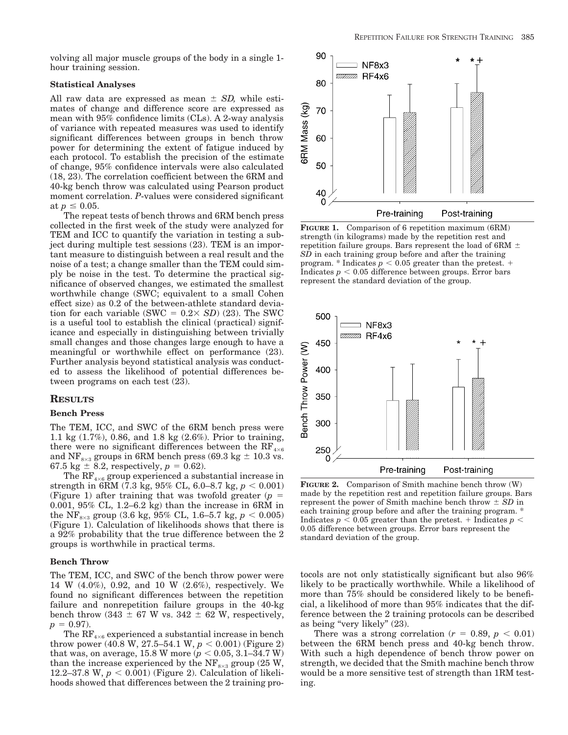volving all major muscle groups of the body in a single 1-hour training session.

### Statistical Analyses

All raw data are expressed as mean ± *SD*, while estimates of change and difference score are expressed as mean with 95% confidence limits (CLs). A 2-way analysis of variance with repeated measures was used to identify significant differences between groups in bench throw power for determining the extent of fatigue induced by each protocol. To establish the precision of the estimate of change, 95% confidence intervals were also calculated (18, 23). The correlation coefficient between the 6RM and 40-kg bench throw was calculated using Pearson product moment correlation. *P*-values were considered significant at $p \leq 0.05$.

The repeat tests of bench throws and 6RM bench press collected in the first week of the study were analyzed for TEM and ICC to quantify the variation in testing a subject during multiple test sessions (23). TEM is an important measure to distinguish between a real result and the noise of a test; a change smaller than the TEM could simply be noise in the test. To determine the practical significance of observed changes, we estimated the smallest worthwhile change (SWC; equivalent to a small Cohen effect size) as 0.2 of the between-athlete standard deviation for each variable (SWC = 0.2× *SD*) (23). The SWC is a useful tool to establish the clinical (practical) significance and especially in distinguishing between trivially small changes and those changes large enough to have a meaningful or worthwhile effect on performance (23). Further analysis beyond statistical analysis was conducted to assess the likelihood of potential differences between programs on each test (23).

## Results

### Bench Press

The TEM, ICC, and SWC of the 6RM bench press were 1.1 kg (1.7%), 0.86, and 1.8 kg (2.6%). Prior to training, there were no significant differences between the $RF_{4\times6}$ and $NF_{8\times3}$ groups in 6RM bench press (69.3 kg ± 10.3 vs. 67.5 kg ± 8.2, respectively, $p = 0.62$).

The $RF_{4\times6}$ group experienced a substantial increase in strength in 6RM (7.3 kg, 95% CL, 6.0–8.7 kg, $p < 0.001$) (Figure 1) after training that was twofold greater ($p = 0.001$, 95% CL, 1.2–6.2 kg) than the increase in 6RM in the $NF_{8\times3}$ group (3.6 kg, 95% CL, 1.6–5.7 kg, $p < 0.005$) (Figure 1). Calculation of likelihoods shows that there is a 92% probability that the true difference between the 2 groups is worthwhile in practical terms.

**Figure 1.** Comparison of 6 repetition maximum (6RM) strength (in kilograms) made by the repetition rest and repetition failure groups. Bars represent the load of 6RM ± *SD* in each training group before and after the training program. * Indicates $p < 0.05$ greater than the pretest. + Indicates $p < 0.05$ difference between groups. Error bars represent the standard deviation of the group.

### Bench Throw

The TEM, ICC, and SWC of the bench throw power were 14 W (4.0%), 0.92, and 10 W (2.6%), respectively. We found no significant differences between the repetition failure and nonrepetition failure groups in the 40-kg bench throw (343 ± 67 W vs. 342 ± 62 W, respectively, $p = 0.97$).

The $RF_{4\times6}$ experienced a substantial increase in bench throw power (40.8 W, 27.5–54.1 W, $p < 0.001$) (Figure 2) that was, on average, 15.8 W more ($p < 0.05$, 3.1–34.7 W) than the increase experienced by the $NF_{8\times3}$ group (25 W, 12.2–37.8 W, $p < 0.001$) (Figure 2). Calculation of likelihoods showed that differences between the 2 training protocols are not only statistically significant but also 96% likely to be practically worthwhile. While a likelihood of more than 75% should be considered likely to be beneficial, a likelihood of more than 95% indicates that the difference between the 2 training protocols can be described as being "very likely" (23).

**Figure 2.** Comparison of Smith machine bench throw (W) made by the repetition rest and repetition failure groups. Bars represent the power of Smith machine bench throw ± *SD* in each training group before and after the training program. * Indicates $p < 0.05$ greater than the pretest. + Indicates $p < 0.05$ difference between groups. Error bars represent the standard deviation of the group.

There was a strong correlation ($r = 0.89$, $p < 0.01$) between the 6RM bench press and 40-kg bench throw. With such a high dependence of bench throw power on strength, we decided that the Smith machine bench throw would be a more sensitive test of strength than 1RM testing.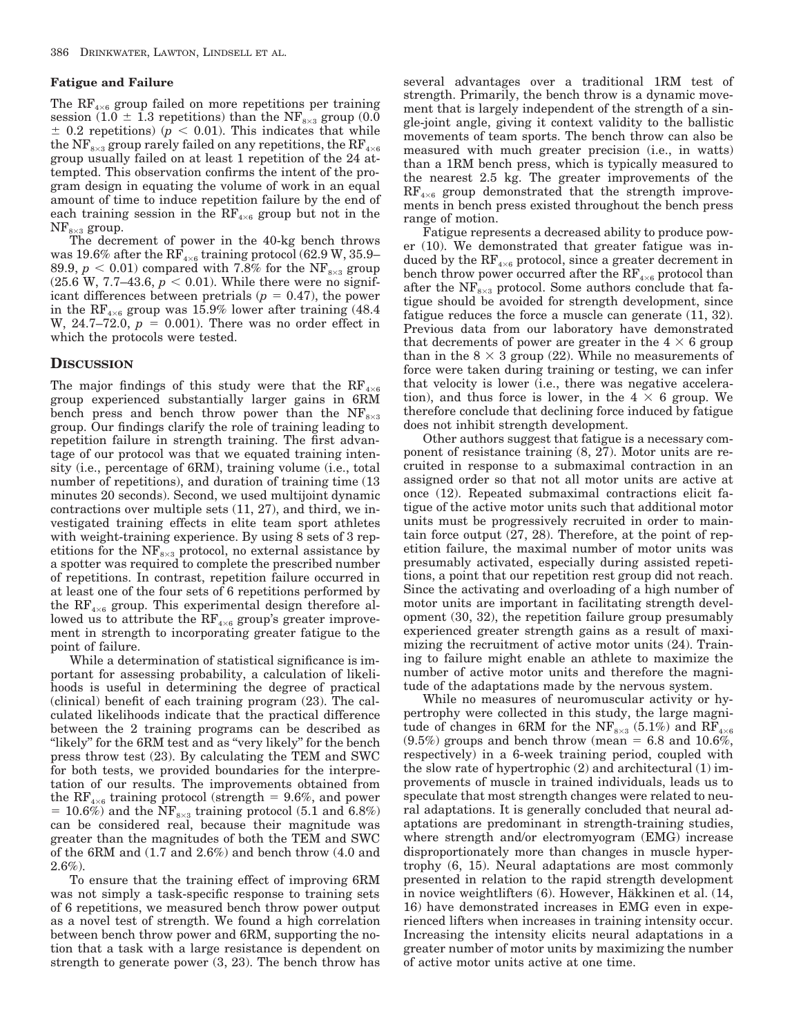### Fatigue and Failure

The $RF_{4\times6}$ group failed on more repetitions per training session (1.0 ± 1.3 repetitions) than the $NF_{8\times3}$ group (0.0 ± 0.2 repetitions) ($p < 0.01$). This indicates that while the $NF_{8\times3}$ group rarely failed on any repetitions, the $RF_{4\times6}$ group usually failed on at least 1 repetition of the 24 attempted. This observation confirms the intent of the program design in equating the volume of work in an equal amount of time to induce repetition failure by the end of each training session in the $RF_{4\times6}$ group but not in the $NF_{8\times3}$ group.

The decrement of power in the 40-kg bench throws was 19.6% after the $RF_{4\times6}$ training protocol (62.9 W, 35.9–89.9, $p < 0.01$) compared with 7.8% for the $NF_{8\times3}$ group (25.6 W, 7.7–43.6, $p < 0.01$). While there were no significant differences between pretrials ($p = 0.47$), the power in the $RF_{4\times6}$ group was 15.9% lower after training (48.4 W, 24.7–72.0, $p = 0.001$). There was no order effect in which the protocols were tested.

## Discussion

The major findings of this study were that the $RF_{4\times6}$ group experienced substantially larger gains in 6RM bench press and bench throw power than the $NF_{8\times3}$ group. Our findings clarify the role of training leading to repetition failure in strength training. The first advantage of our protocol was that we equated training intensity (i.e., percentage of 6RM), training volume (i.e., total number of repetitions), and duration of training time (13 minutes 20 seconds). Second, we used multijoint dynamic contractions over multiple sets (11, 27), and third, we investigated training effects in elite team sport athletes with weight-training experience. By using 8 sets of 3 repetitions for the $NF_{8\times3}$ protocol, no external assistance by a spotter was required to complete the prescribed number of repetitions. In contrast, repetition failure occurred in at least one of the four sets of 6 repetitions performed by the $RF_{4\times6}$ group. This experimental design therefore allowed us to attribute the $RF_{4\times6}$ group's greater improvement in strength to incorporating greater fatigue to the point of failure.

While a determination of statistical significance is important for assessing probability, a calculation of likelihoods is useful in determining the degree of practical (clinical) benefit of each training program (23). The calculated likelihoods indicate that the practical difference between the 2 training programs can be described as "likely" for the 6RM test and as "very likely" for the bench press throw test (23). By calculating the TEM and SWC for both tests, we provided boundaries for the interpretation of our results. The improvements obtained from the $RF_{4\times6}$ training protocol (strength = 9.6%, and power = 10.6%) and the $NF_{8\times3}$ training protocol (5.1 and 6.8%) can be considered real, because their magnitude was greater than the magnitudes of both the TEM and SWC of the 6RM and (1.7 and 2.6%) and bench throw (4.0 and 2.6%).

To ensure that the training effect of improving 6RM was not simply a task-specific response to training sets of 6 repetitions, we measured bench throw power output as a novel test of strength. We found a high correlation between bench throw power and 6RM, supporting the notion that a task with a large resistance is dependent on strength to generate power (3, 23). The bench throw has several advantages over a traditional 1RM test of strength. Primarily, the bench throw is a dynamic movement that is largely independent of the strength of a single-joint angle, giving it context validity to the ballistic movements of team sports. The bench throw can also be measured with much greater precision (i.e., in watts) than a 1RM bench press, which is typically measured to the nearest 2.5 kg. The greater improvements of the $RF_{4\times6}$ group demonstrated that the strength improvements in bench press existed throughout the bench press range of motion.

Fatigue represents a decreased ability to produce power (10). We demonstrated that greater fatigue was induced by the $RF_{4\times6}$ protocol, since a greater decrement in bench throw power occurred after the $RF_{4\times6}$ protocol than after the $NF_{8\times3}$ protocol. Some authors conclude that fatigue should be avoided for strength development, since fatigue reduces the force a muscle can generate (11, 32). Previous data from our laboratory have demonstrated that decrements of power are greater in the 4 × 6 group than in the 8 × 3 group (22). While no measurements of force were taken during training or testing, we can infer that velocity is lower (i.e., there was negative acceleration), and thus force is lower, in the 4 × 6 group. We therefore conclude that declining force induced by fatigue does not inhibit strength development.

Other authors suggest that fatigue is a necessary component of resistance training (8, 27). Motor units are recruited in response to a submaximal contraction in an assigned order so that not all motor units are active at once (12). Repeated submaximal contractions elicit fatigue of the active motor units such that additional motor units must be progressively recruited in order to maintain force output (27, 28). Therefore, at the point of repetition failure, the maximal number of motor units was presumably activated, especially during assisted repetitions, a point that our repetition rest group did not reach. Since the activating and overloading of a high number of motor units are important in facilitating strength development (30, 32), the repetition failure group presumably experienced greater strength gains as a result of maximizing the recruitment of active motor units (24). Training to failure might enable an athlete to maximize the number of active motor units and therefore the magnitude of the adaptations made by the nervous system.

While no measures of neuromuscular activity or hypertrophy were collected in this study, the large magnitude of changes in 6RM for the $NF_{8\times3}$ (5.1%) and $RF_{4\times6}$ (9.5%) groups and bench throw (mean = 6.8 and 10.6%, respectively) in a 6-week training period, coupled with the slow rate of hypertrophic (2) and architectural (1) improvements of muscle in trained individuals, leads us to speculate that most strength changes were related to neural adaptations. It is generally concluded that neural adaptations are predominant in strength-training studies, where strength and/or electromyogram (EMG) increase disproportionately more than changes in muscle hypertrophy (6, 15). Neural adaptations are most commonly presented in relation to the rapid strength development in novice weightlifters (6). However, Häkkinen et al. (14, 16) have demonstrated increases in EMG even in experienced lifters when increases in training intensity occur. Increasing the intensity elicits neural adaptations in a greater number of motor units by maximizing the number of active motor units active at one time.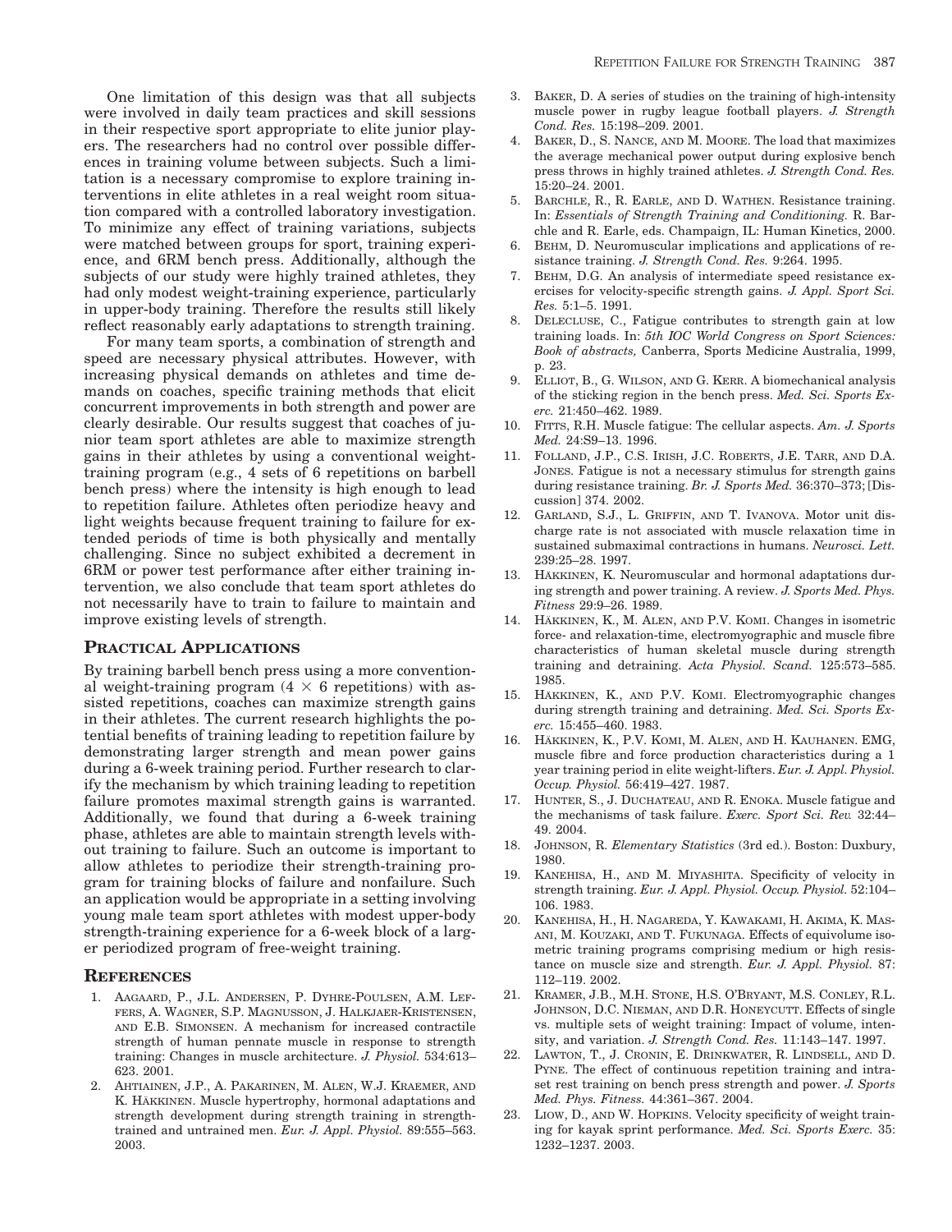One limitation of this design was that all subjects were involved in daily team practices and skill sessions in their respective sport appropriate to elite junior players. The researchers had no control over possible differences in training volume between subjects. Such a limitation is a necessary compromise to explore training interventions in elite athletes in a real weight room situation compared with a controlled laboratory investigation. To minimize any effect of training variations, subjects were matched between groups for sport, training experience, and 6RM bench press. Additionally, although the subjects of our study were highly trained athletes, they had only modest weight-training experience, particularly in upper-body training. Therefore the results still likely reflect reasonably early adaptations to strength training.

For many team sports, a combination of strength and speed are necessary physical attributes. However, with increasing physical demands on athletes and time demands on coaches, specific training methods that elicit concurrent improvements in both strength and power are clearly desirable. Our results suggest that coaches of junior team sport athletes are able to maximize strength gains in their athletes by using a conventional weight-training program (e.g., 4 sets of 6 repetitions on barbell bench press) where the intensity is high enough to lead to repetition failure. Athletes often periodize heavy and light weights because frequent training to failure for extended periods of time is both physically and mentally challenging. Since no subject exhibited a decrement in 6RM or power test performance after either training intervention, we also conclude that team sport athletes do not necessarily have to train to failure to maintain and improve existing levels of strength.

## Practical Applications

By training barbell bench press using a more conventional weight-training program (4 × 6 repetitions) with assisted repetitions, coaches can maximize strength gains in their athletes. The current research highlights the potential benefits of training leading to repetition failure by demonstrating larger strength and mean power gains during a 6-week training period. Further research to clarify the mechanism by which training leading to repetition failure promotes maximal strength gains is warranted. Additionally, we found that during a 6-week training phase, athletes are able to maintain strength levels without training to failure. Such an outcome is important to allow athletes to periodize their strength-training program for training blocks of failure and nonfailure. Such an application would be appropriate in a setting involving young male team sport athletes with modest upper-body strength-training experience for a 6-week block of a larger periodized program of free-weight training.

## References

1. Aagaard, P., J.L. Andersen, P. Dyhre-Poulsen, A.M. Leffers, A. Wagner, S.P. Magnusson, J. Halkjaer-Kristensen, and E.B. Simonsen. A mechanism for increased contractile strength of human pennate muscle in response to strength training: Changes in muscle architecture. *J. Physiol.* 534:613–623. 2001.
2. Ahtiainen, J.P., A. Pakarinen, M. Alen, W.J. Kraemer, and K. Häkkinen. Muscle hypertrophy, hormonal adaptations and strength development during strength training in strength-trained and untrained men. *Eur. J. Appl. Physiol.* 89:555–563. 2003.
3. Baker, D. A series of studies on the training of high-intensity muscle power in rugby league football players. *J. Strength Cond. Res.* 15:198–209. 2001.
4. Baker, D., S. Nance, and M. Moore. The load that maximizes the average mechanical power output during explosive bench press throws in highly trained athletes. *J. Strength Cond. Res.* 15:20–24. 2001.
5. Barchle, R., R. Earle, and D. Wathen. Resistance training. In: *Essentials of Strength Training and Conditioning.* R. Barchle and R. Earle, eds. Champaign, IL: Human Kinetics, 2000.
6. Behm, D. Neuromuscular implications and applications of resistance training. *J. Strength Cond. Res.* 9:264. 1995.
7. Behm, D.G. An analysis of intermediate speed resistance exercises for velocity-specific strength gains. *J. Appl. Sport Sci. Res.* 5:1–5. 1991.
8. Delecluse, C., Fatigue contributes to strength gain at low training loads. In: *5th IOC World Congress on Sport Sciences: Book of abstracts,* Canberra, Sports Medicine Australia, 1999, p. 23.
9. Elliot, B., G. Wilson, and G. Kerr. A biomechanical analysis of the sticking region in the bench press. *Med. Sci. Sports Exerc.* 21:450–462. 1989.
10. Fitts, R.H. Muscle fatigue: The cellular aspects. *Am. J. Sports Med.* 24:S9–13. 1996.
11. Folland, J.P., C.S. Irish, J.C. Roberts, J.E. Tarr, and D.A. Jones. Fatigue is not a necessary stimulus for strength gains during resistance training. *Br. J. Sports Med.* 36:370–373; [Discussion] 374. 2002.
12. Garland, S.J., L. Griffin, and T. Ivanova. Motor unit discharge rate is not associated with muscle relaxation time in sustained submaximal contractions in humans. *Neurosci. Lett.* 239:25–28. 1997.
13. Häkkinen, K. Neuromuscular and hormonal adaptations during strength and power training. A review. *J. Sports Med. Phys. Fitness* 29:9–26. 1989.
14. Häkkinen, K., M. Alen, and P.V. Komi. Changes in isometric force- and relaxation-time, electromyographic and muscle fibre characteristics of human skeletal muscle during strength training and detraining. *Acta Physiol. Scand.* 125:573–585. 1985.
15. Häkkinen, K., and P.V. Komi. Electromyographic changes during strength training and detraining. *Med. Sci. Sports Exerc.* 15:455–460. 1983.
16. Häkkinen, K., P.V. Komi, M. Alen, and H. Kauhanen. EMG, muscle fibre and force production characteristics during a 1 year training period in elite weight-lifters. *Eur. J. Appl. Physiol. Occup. Physiol.* 56:419–427. 1987.
17. Hunter, S., J. Duchateau, and R. Enoka. Muscle fatigue and the mechanisms of task failure. *Exerc. Sport Sci. Rev.* 32:44–49. 2004.
18. Johnson, R. *Elementary Statistics* (3rd ed.). Boston: Duxbury, 1980.
19. Kanehisa, H., and M. Miyashita. Specificity of velocity in strength training. *Eur. J. Appl. Physiol. Occup. Physiol.* 52:104–106. 1983.
20. Kanehisa, H., H. Nagareda, Y. Kawakami, H. Akima, K. Masani, M. Kouzaki, and T. Fukunaga. Effects of equivolume isometric training programs comprising medium or high resistance on muscle size and strength. *Eur. J. Appl. Physiol.* 87:112–119. 2002.
21. Kramer, J.B., M.H. Stone, H.S. O'Bryant, M.S. Conley, R.L. Johnson, D.C. Nieman, and D.R. Honeycutt. Effects of single vs. multiple sets of weight training: Impact of volume, intensity, and variation. *J. Strength Cond. Res.* 11:143–147. 1997.
22. Lawton, T., J. Cronin, E. Drinkwater, R. Lindsell, and D. Pyne. The effect of continuous repetition training and intraset rest training on bench press strength and power. *J. Sports Med. Phys. Fitness.* 44:361–367. 2004.
23. Liow, D., and W. Hopkins. Velocity specificity of weight training for kayak sprint performance. *Med. Sci. Sports Exerc.* 35:1232–1237. 2003.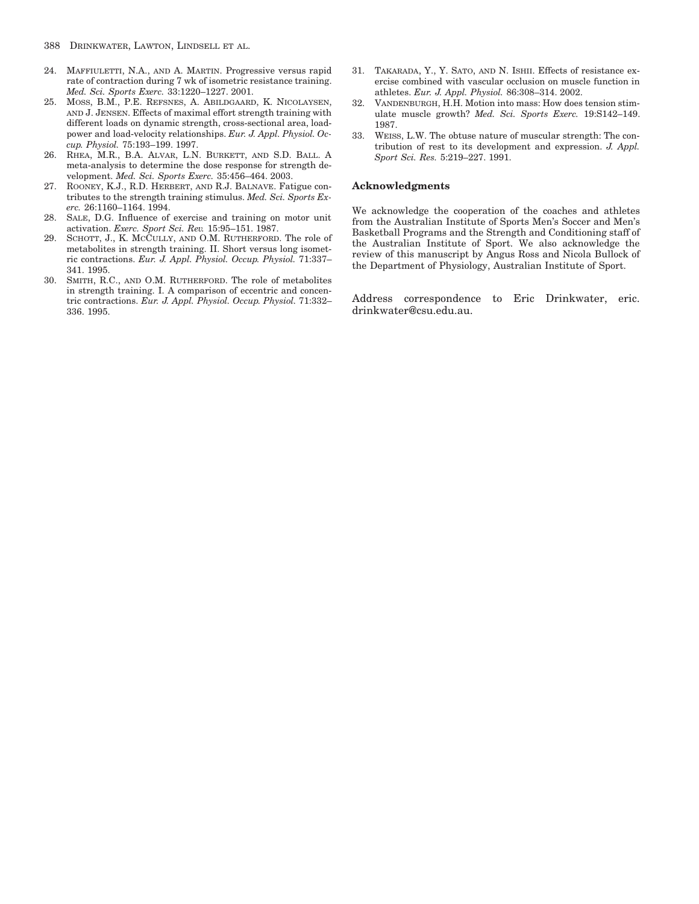24. Maffiuletti, N.A., and A. Martin. Progressive versus rapid rate of contraction during 7 wk of isometric resistance training. *Med. Sci. Sports Exerc.* 33:1220–1227. 2001.
25. Moss, B.M., P.E. Refsnes, A. Abildgaard, K. Nicolaysen, and J. Jensen. Effects of maximal effort strength training with different loads on dynamic strength, cross-sectional area, load-power and load-velocity relationships. *Eur. J. Appl. Physiol. Occup. Physiol.* 75:193–199. 1997.
26. Rhea, M.R., B.A. Alvar, L.N. Burkett, and S.D. Ball. A meta-analysis to determine the dose response for strength development. *Med. Sci. Sports Exerc.* 35:456–464. 2003.
27. Rooney, K.J., R.D. Herbert, and R.J. Balnave. Fatigue contributes to the strength training stimulus. *Med. Sci. Sports Exerc.* 26:1160–1164. 1994.
28. Sale, D.G. Influence of exercise and training on motor unit activation. *Exerc. Sport Sci. Rev.* 15:95–151. 1987.
29. Schott, J., K. McCully, and O.M. Rutherford. The role of metabolites in strength training. II. Short versus long isometric contractions. *Eur. J. Appl. Physiol. Occup. Physiol.* 71:337–341. 1995.
30. Smith, R.C., and O.M. Rutherford. The role of metabolites in strength training. I. A comparison of eccentric and concentric contractions. *Eur. J. Appl. Physiol. Occup. Physiol.* 71:332–336. 1995.
31. Takarada, Y., Y. Sato, and N. Ishii. Effects of resistance exercise combined with vascular occlusion on muscle function in athletes. *Eur. J. Appl. Physiol.* 86:308–314. 2002.
32. Vandenburgh, H.H. Motion into mass: How does tension stimulate muscle growth? *Med. Sci. Sports Exerc.* 19:S142–149. 1987.
33. Weiss, L.W. The obtuse nature of muscular strength: The contribution of rest to its development and expression. *J. Appl. Sport Sci. Res.* 5:219–227. 1991.

### Acknowledgments

We acknowledge the cooperation of the coaches and athletes from the Australian Institute of Sports Men's Soccer and Men's Basketball Programs and the Strength and Conditioning staff of the Australian Institute of Sport. We also acknowledge the review of this manuscript by Angus Ross and Nicola Bullock of the Department of Physiology, Australian Institute of Sport.

Address correspondence to Eric Drinkwater, eric.drinkwater@csu.edu.au.